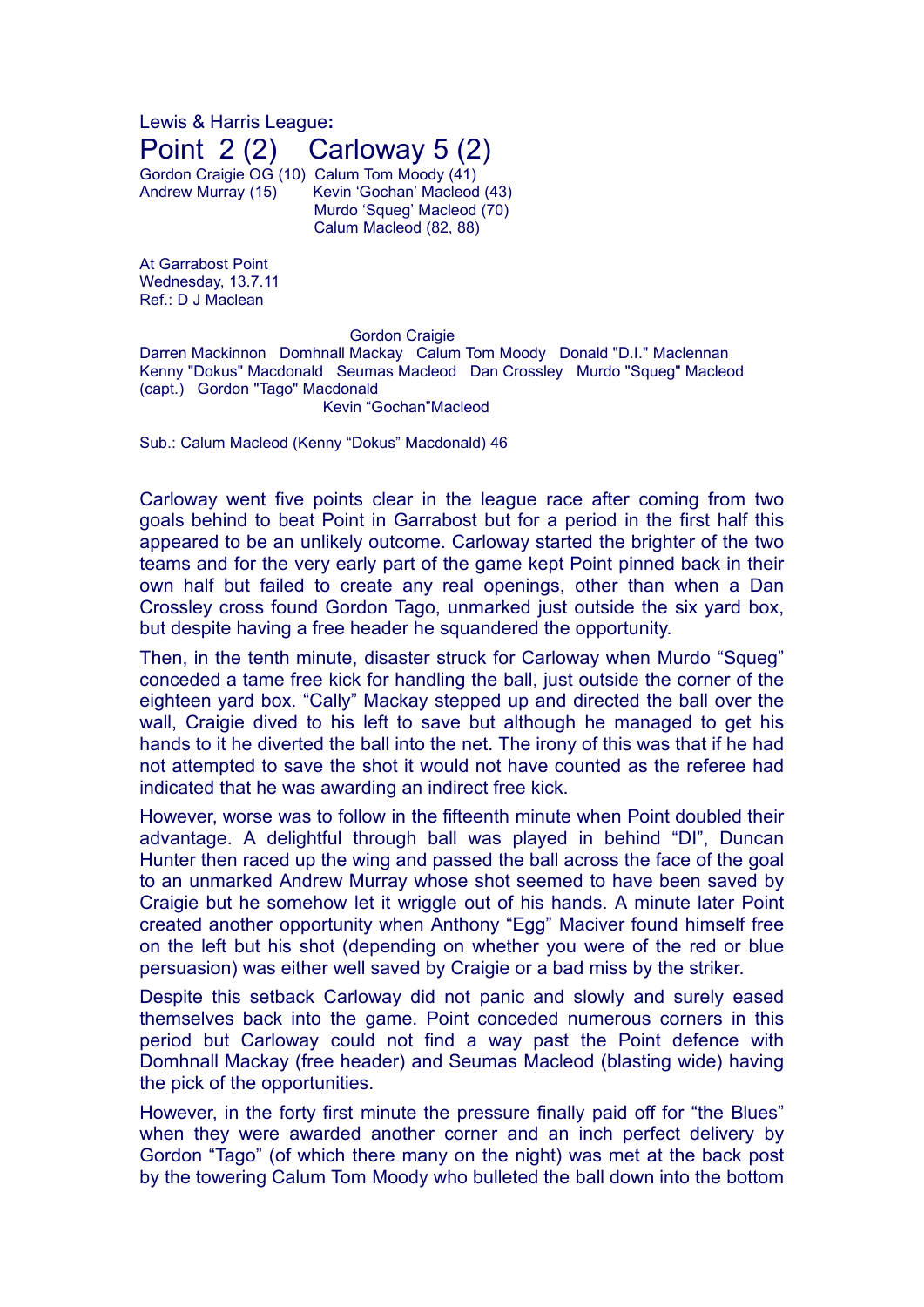Lewis & Harris League:

# Point 2 (2) Carloway 5 (2)

Gordon Craigie OG (10) Calum Tom Moody (41)
Andrew Murray (15) Kevin 'Gochan' Macleod (43)
Murdo 'Squeg' Macleod (70)
Calum Macleod (82, 88)

At Garrabost Point
Wednesday, 13.7.11
Ref.: D J Maclean

Gordon Craigie
Darren Mackinnon Domhnall Mackay Calum Tom Moody Donald "D.I." Maclennan
Kenny "Dokus" Macdonald Seumas Macleod Dan Crossley Murdo "Squeg" Macleod (capt.) Gordon "Tago" Macdonald
Kevin "Gochan"Macleod

Sub.: Calum Macleod (Kenny "Dokus" Macdonald) 46

Carloway went five points clear in the league race after coming from two goals behind to beat Point in Garrabost but for a period in the first half this appeared to be an unlikely outcome. Carloway started the brighter of the two teams and for the very early part of the game kept Point pinned back in their own half but failed to create any real openings, other than when a Dan Crossley cross found Gordon Tago, unmarked just outside the six yard box, but despite having a free header he squandered the opportunity.

Then, in the tenth minute, disaster struck for Carloway when Murdo "Squeg" conceded a tame free kick for handling the ball, just outside the corner of the eighteen yard box. "Cally" Mackay stepped up and directed the ball over the wall, Craigie dived to his left to save but although he managed to get his hands to it he diverted the ball into the net. The irony of this was that if he had not attempted to save the shot it would not have counted as the referee had indicated that he was awarding an indirect free kick.

However, worse was to follow in the fifteenth minute when Point doubled their advantage. A delightful through ball was played in behind "DI", Duncan Hunter then raced up the wing and passed the ball across the face of the goal to an unmarked Andrew Murray whose shot seemed to have been saved by Craigie but he somehow let it wriggle out of his hands. A minute later Point created another opportunity when Anthony "Egg" Maciver found himself free on the left but his shot (depending on whether you were of the red or blue persuasion) was either well saved by Craigie or a bad miss by the striker.

Despite this setback Carloway did not panic and slowly and surely eased themselves back into the game. Point conceded numerous corners in this period but Carloway could not find a way past the Point defence with Domhnall Mackay (free header) and Seumas Macleod (blasting wide) having the pick of the opportunities.

However, in the forty first minute the pressure finally paid off for "the Blues" when they were awarded another corner and an inch perfect delivery by Gordon "Tago" (of which there many on the night) was met at the back post by the towering Calum Tom Moody who bulleted the ball down into the bottom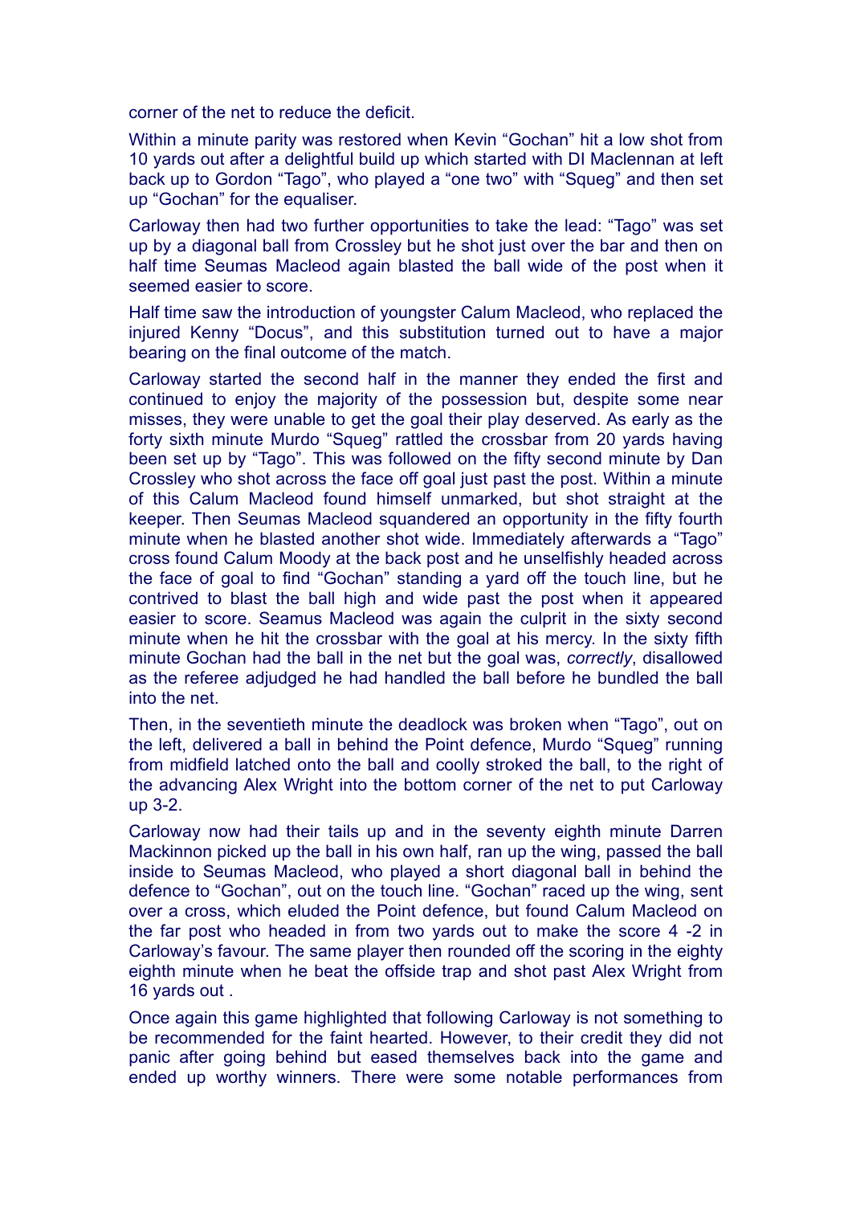corner of the net to reduce the deficit.

Within a minute parity was restored when Kevin “Gochan” hit a low shot from 10 yards out after a delightful build up which started with DI Maclennan at left back up to Gordon “Tago”, who played a “one two” with “Squeg” and then set up “Gochan” for the equaliser.

Carloway then had two further opportunities to take the lead: “Tago” was set up by a diagonal ball from Crossley but he shot just over the bar and then on half time Seumas Macleod again blasted the ball wide of the post when it seemed easier to score.

Half time saw the introduction of youngster Calum Macleod, who replaced the injured Kenny “Docus”, and this substitution turned out to have a major bearing on the final outcome of the match.

Carloway started the second half in the manner they ended the first and continued to enjoy the majority of the possession but, despite some near misses, they were unable to get the goal their play deserved. As early as the forty sixth minute Murdo “Squeg” rattled the crossbar from 20 yards having been set up by “Tago”. This was followed on the fifty second minute by Dan Crossley who shot across the face off goal just past the post. Within a minute of this Calum Macleod found himself unmarked, but shot straight at the keeper. Then Seumas Macleod squandered an opportunity in the fifty fourth minute when he blasted another shot wide. Immediately afterwards a “Tago” cross found Calum Moody at the back post and he unselfishly headed across the face of goal to find “Gochan” standing a yard off the touch line, but he contrived to blast the ball high and wide past the post when it appeared easier to score. Seamus Macleod was again the culprit in the sixty second minute when he hit the crossbar with the goal at his mercy. In the sixty fifth minute Gochan had the ball in the net but the goal was, *correctly*, disallowed as the referee adjudged he had handled the ball before he bundled the ball into the net.

Then, in the seventieth minute the deadlock was broken when “Tago”, out on the left, delivered a ball in behind the Point defence, Murdo “Squeg” running from midfield latched onto the ball and coolly stroked the ball, to the right of the advancing Alex Wright into the bottom corner of the net to put Carloway up 3-2.

Carloway now had their tails up and in the seventy eighth minute Darren Mackinnon picked up the ball in his own half, ran up the wing, passed the ball inside to Seumas Macleod, who played a short diagonal ball in behind the defence to “Gochan”, out on the touch line. “Gochan” raced up the wing, sent over a cross, which eluded the Point defence, but found Calum Macleod on the far post who headed in from two yards out to make the score 4 -2 in Carloway’s favour. The same player then rounded off the scoring in the eighty eighth minute when he beat the offside trap and shot past Alex Wright from 16 yards out .

Once again this game highlighted that following Carloway is not something to be recommended for the faint hearted. However, to their credit they did not panic after going behind but eased themselves back into the game and ended up worthy winners. There were some notable performances from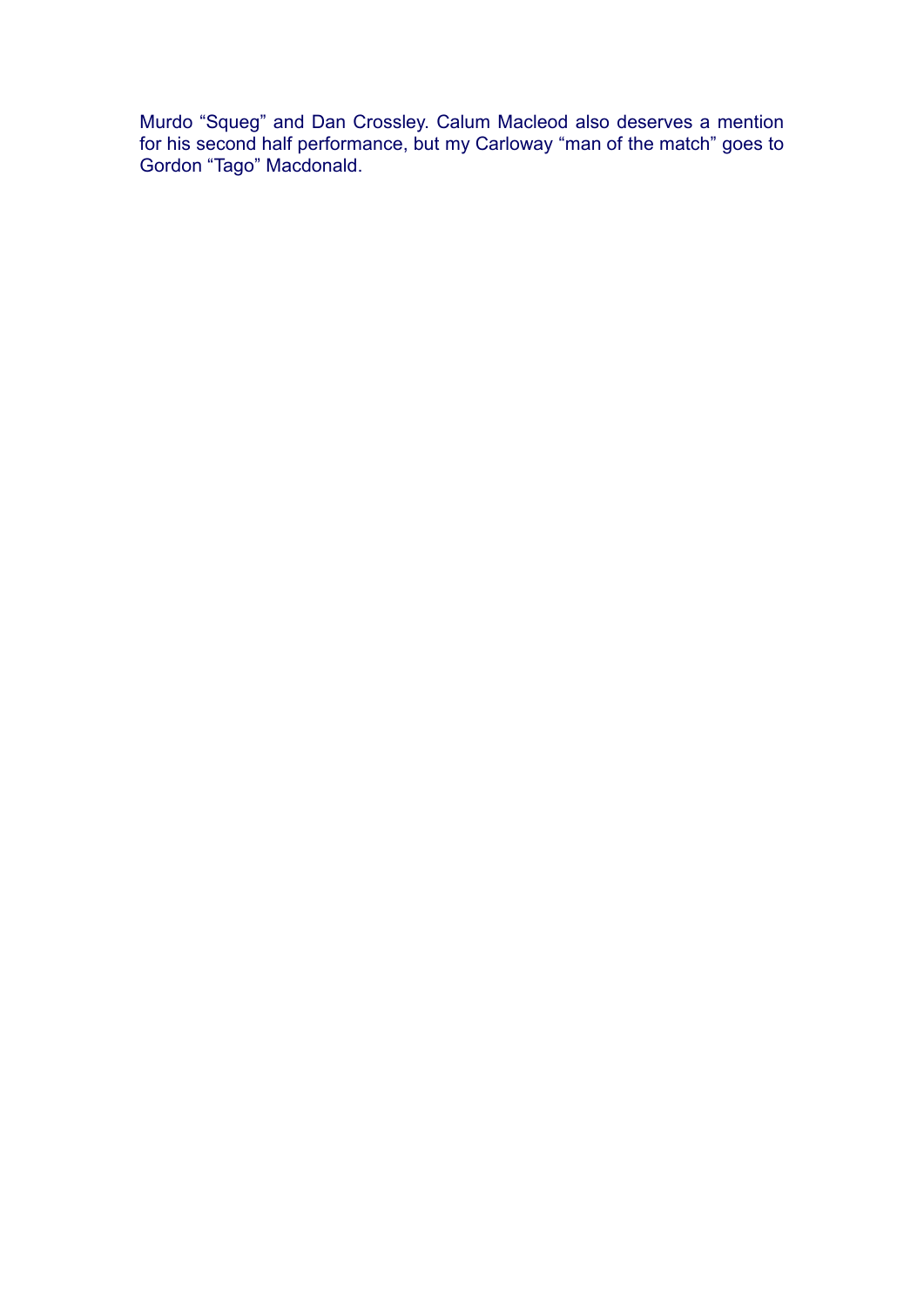Murdo “Squeg” and Dan Crossley. Calum Macleod also deserves a mention for his second half performance, but my Carloway “man of the match” goes to Gordon “Tago” Macdonald.